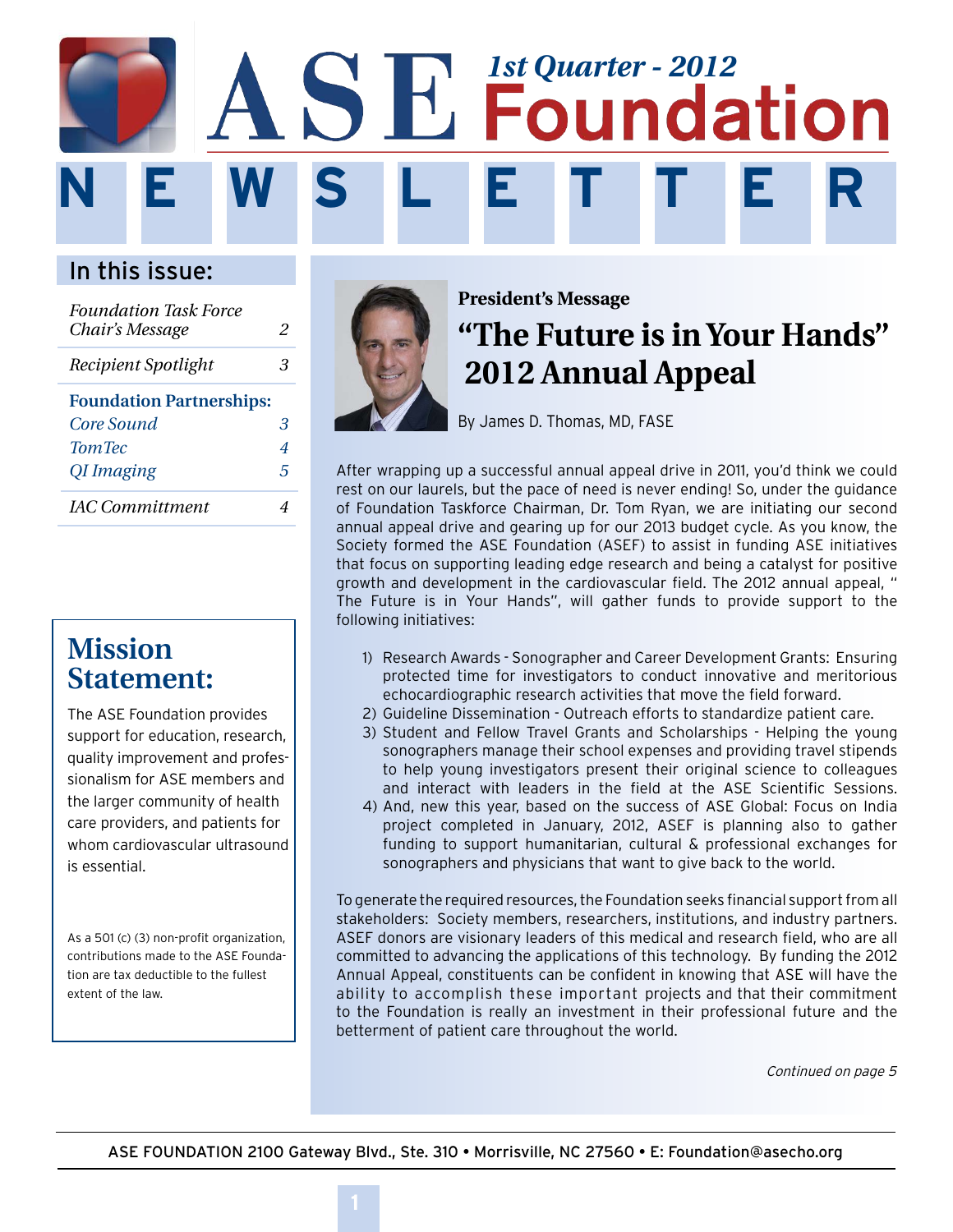# ASE Foundation NEWSLETTER

*1st Quarter - 2012*

## In this issue:

| | |
|---|---|
| *Foundation Task Force Chair's Message* | *2* |
| *Recipient Spotlight* | *3* |
| **Foundation Partnerships:** | |
| *Core Sound* | *3* |
| *TomTec* | *4* |
| *QI Imaging* | *5* |
| *IAC Committment* | *4* |

## Mission Statement:

The ASE Foundation provides support for education, research, quality improvement and professionalism for ASE members and the larger community of health care providers, and patients for whom cardiovascular ultrasound is essential.

As a 501 (c) (3) non-profit organization, contributions made to the ASE Foundation are tax deductible to the fullest extent of the law.

### President's Message

# "The Future is in Your Hands" 2012 Annual Appeal

By James D. Thomas, MD, FASE

After wrapping up a successful annual appeal drive in 2011, you'd think we could rest on our laurels, but the pace of need is never ending! So, under the guidance of Foundation Taskforce Chairman, Dr. Tom Ryan, we are initiating our second annual appeal drive and gearing up for our 2013 budget cycle. As you know, the Society formed the ASE Foundation (ASEF) to assist in funding ASE initiatives that focus on supporting leading edge research and being a catalyst for positive growth and development in the cardiovascular field. The 2012 annual appeal, " The Future is in Your Hands", will gather funds to provide support to the following initiatives:

1) Research Awards - Sonographer and Career Development Grants: Ensuring protected time for investigators to conduct innovative and meritorious echocardiographic research activities that move the field forward.
2) Guideline Dissemination - Outreach efforts to standardize patient care.
3) Student and Fellow Travel Grants and Scholarships - Helping the young sonographers manage their school expenses and providing travel stipends to help young investigators present their original science to colleagues and interact with leaders in the field at the ASE Scientific Sessions.
4) And, new this year, based on the success of ASE Global: Focus on India project completed in January, 2012, ASEF is planning also to gather funding to support humanitarian, cultural & professional exchanges for sonographers and physicians that want to give back to the world.

To generate the required resources, the Foundation seeks financial support from all stakeholders: Society members, researchers, institutions, and industry partners. ASEF donors are visionary leaders of this medical and research field, who are all committed to advancing the applications of this technology. By funding the 2012 Annual Appeal, constituents can be confident in knowing that ASE will have the ability to accomplish these important projects and that their commitment to the Foundation is really an investment in their professional future and the betterment of patient care throughout the world.

*Continued on page 5*

ASE FOUNDATION 2100 Gateway Blvd., Ste. 310 • Morrisville, NC 27560 • E: Foundation@asecho.org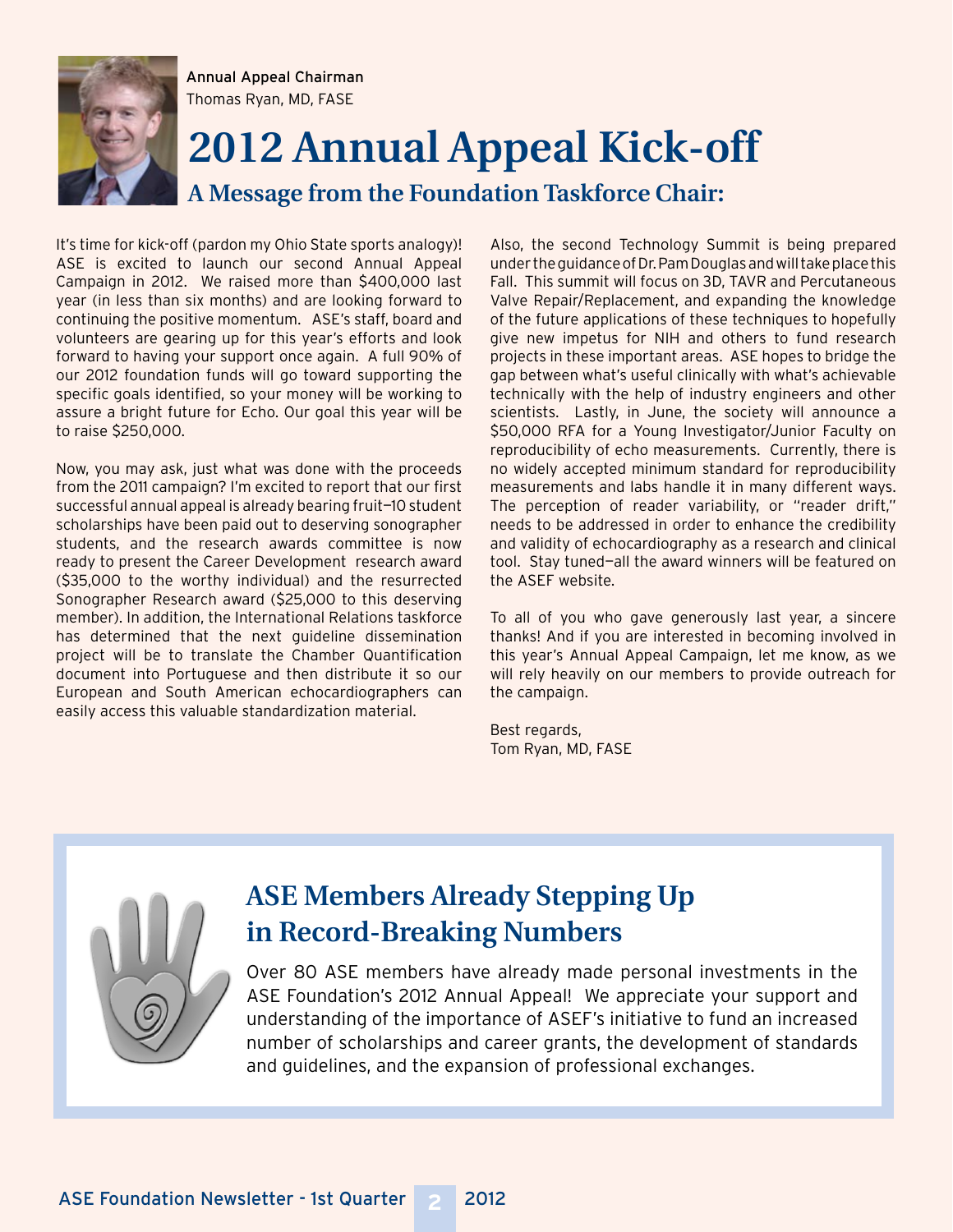Annual Appeal Chairman
Thomas Ryan, MD, FASE

# 2012 Annual Appeal Kick-off

## A Message from the Foundation Taskforce Chair:

It's time for kick-off (pardon my Ohio State sports analogy)! ASE is excited to launch our second Annual Appeal Campaign in 2012. We raised more than $400,000 last year (in less than six months) and are looking forward to continuing the positive momentum. ASE's staff, board and volunteers are gearing up for this year's efforts and look forward to having your support once again. A full 90% of our 2012 foundation funds will go toward supporting the specific goals identified, so your money will be working to assure a bright future for Echo. Our goal this year will be to raise $250,000.

Now, you may ask, just what was done with the proceeds from the 2011 campaign? I'm excited to report that our first successful annual appeal is already bearing fruit—10 student scholarships have been paid out to deserving sonographer students, and the research awards committee is now ready to present the Career Development research award ($35,000 to the worthy individual) and the resurrected Sonographer Research award ($25,000 to this deserving member). In addition, the International Relations taskforce has determined that the next guideline dissemination project will be to translate the Chamber Quantification document into Portuguese and then distribute it so our European and South American echocardiographers can easily access this valuable standardization material.

Also, the second Technology Summit is being prepared under the guidance of Dr. Pam Douglas and will take place this Fall. This summit will focus on 3D, TAVR and Percutaneous Valve Repair/Replacement, and expanding the knowledge of the future applications of these techniques to hopefully give new impetus for NIH and others to fund research projects in these important areas. ASE hopes to bridge the gap between what's useful clinically with what's achievable technically with the help of industry engineers and other scientists. Lastly, in June, the society will announce a $50,000 RFA for a Young Investigator/Junior Faculty on reproducibility of echo measurements. Currently, there is no widely accepted minimum standard for reproducibility measurements and labs handle it in many different ways. The perception of reader variability, or "reader drift," needs to be addressed in order to enhance the credibility and validity of echocardiography as a research and clinical tool. Stay tuned—all the award winners will be featured on the ASEF website.

To all of you who gave generously last year, a sincere thanks! And if you are interested in becoming involved in this year's Annual Appeal Campaign, let me know, as we will rely heavily on our members to provide outreach for the campaign.

Best regards,
Tom Ryan, MD, FASE

## ASE Members Already Stepping Up in Record-Breaking Numbers

Over 80 ASE members have already made personal investments in the ASE Foundation's 2012 Annual Appeal! We appreciate your support and understanding of the importance of ASEF's initiative to fund an increased number of scholarships and career grants, the development of standards and guidelines, and the expansion of professional exchanges.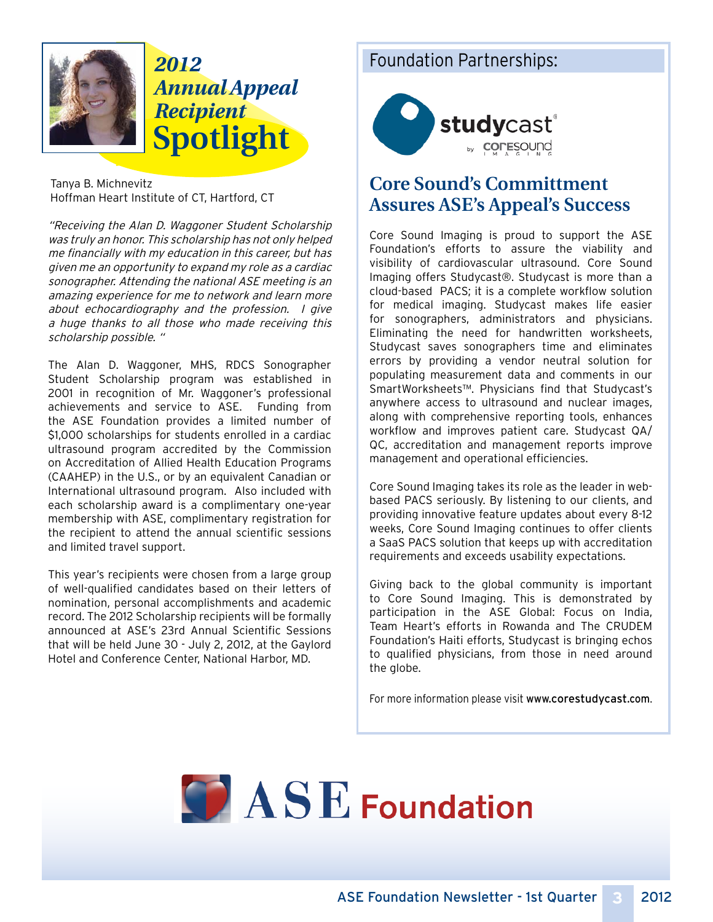# 2012 Annual Appeal Recipient Spotlight

Tanya B. Michnevitz
Hoffman Heart Institute of CT, Hartford, CT

*"Receiving the Alan D. Waggoner Student Scholarship was truly an honor. This scholarship has not only helped me financially with my education in this career, but has given me an opportunity to expand my role as a cardiac sonographer. Attending the national ASE meeting is an amazing experience for me to network and learn more about echocardiography and the profession. I give a huge thanks to all those who made receiving this scholarship possible. "*

The Alan D. Waggoner, MHS, RDCS Sonographer Student Scholarship program was established in 2001 in recognition of Mr. Waggoner's professional achievements and service to ASE. Funding from the ASE Foundation provides a limited number of $1,000 scholarships for students enrolled in a cardiac ultrasound program accredited by the Commission on Accreditation of Allied Health Education Programs (CAAHEP) in the U.S., or by an equivalent Canadian or International ultrasound program. Also included with each scholarship award is a complimentary one-year membership with ASE, complimentary registration for the recipient to attend the annual scientific sessions and limited travel support.

This year's recipients were chosen from a large group of well-qualified candidates based on their letters of nomination, personal accomplishments and academic record. The 2012 Scholarship recipients will be formally announced at ASE's 23rd Annual Scientific Sessions that will be held June 30 - July 2, 2012, at the Gaylord Hotel and Conference Center, National Harbor, MD.

## Foundation Partnerships:

studycast® by coresound IMAGING

## Core Sound's Committment Assures ASE's Appeal's Success

Core Sound Imaging is proud to support the ASE Foundation's efforts to assure the viability and visibility of cardiovascular ultrasound. Core Sound Imaging offers Studycast®. Studycast is more than a cloud-based PACS; it is a complete workflow solution for medical imaging. Studycast makes life easier for sonographers, administrators and physicians. Eliminating the need for handwritten worksheets, Studycast saves sonographers time and eliminates errors by providing a vendor neutral solution for populating measurement data and comments in our SmartWorksheets™. Physicians find that Studycast's anywhere access to ultrasound and nuclear images, along with comprehensive reporting tools, enhances workflow and improves patient care. Studycast QA/QC, accreditation and management reports improve management and operational efficiencies.

Core Sound Imaging takes its role as the leader in web-based PACS seriously. By listening to our clients, and providing innovative feature updates about every 8-12 weeks, Core Sound Imaging continues to offer clients a SaaS PACS solution that keeps up with accreditation requirements and exceeds usability expectations.

Giving back to the global community is important to Core Sound Imaging. This is demonstrated by participation in the ASE Global: Focus on India, Team Heart's efforts in Rowanda and The CRUDEM Foundation's Haiti efforts, Studycast is bringing echos to qualified physicians, from those in need around the globe.

For more information please visit www.corestudycast.com.

ASE Foundation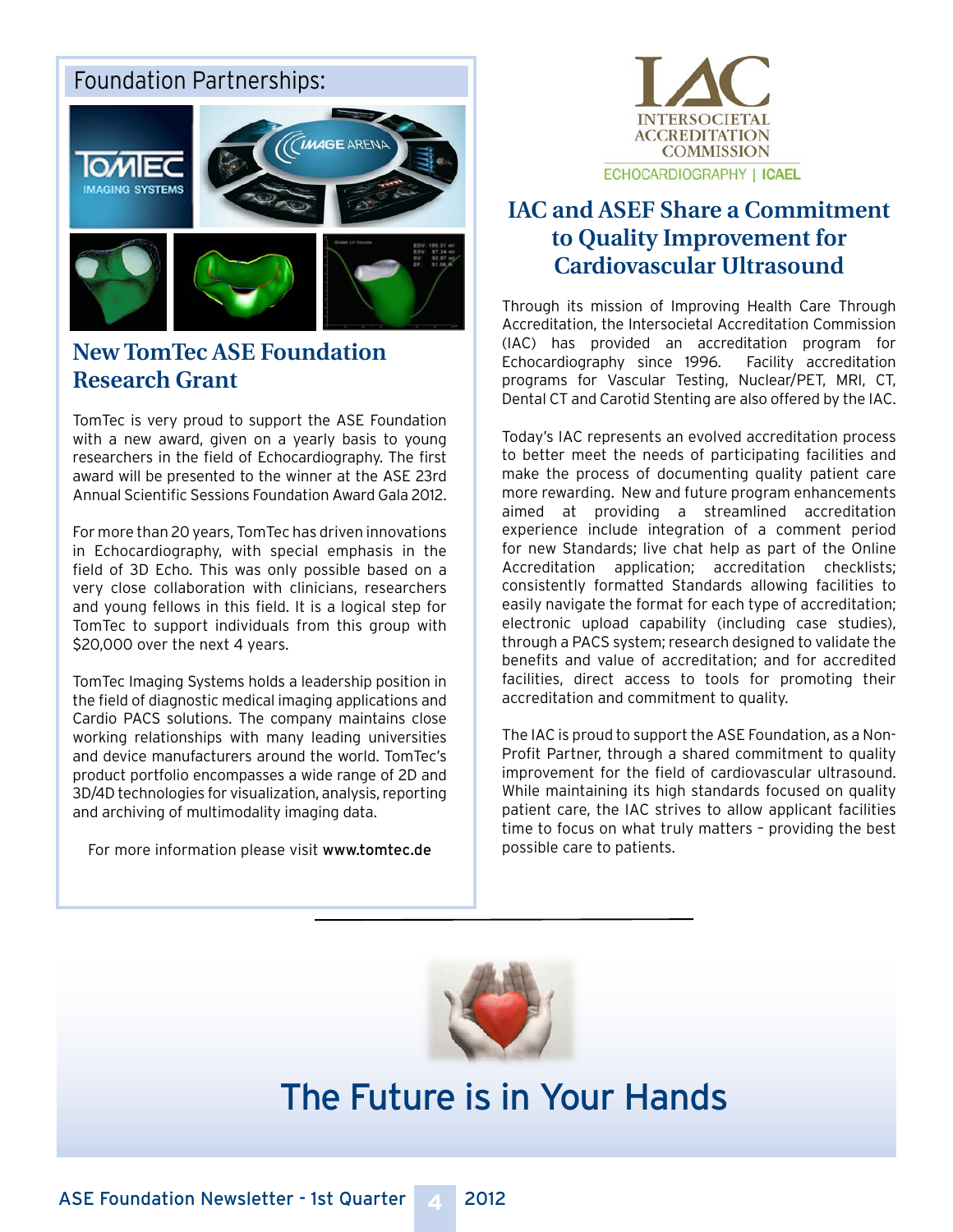## Foundation Partnerships:

### New TomTec ASE Foundation Research Grant

TomTec is very proud to support the ASE Foundation with a new award, given on a yearly basis to young researchers in the field of Echocardiography. The first award will be presented to the winner at the ASE 23rd Annual Scientific Sessions Foundation Award Gala 2012.

For more than 20 years, TomTec has driven innovations in Echocardiography, with special emphasis in the field of 3D Echo. This was only possible based on a very close collaboration with clinicians, researchers and young fellows in this field. It is a logical step for TomTec to support individuals from this group with $20,000 over the next 4 years.

TomTec Imaging Systems holds a leadership position in the field of diagnostic medical imaging applications and Cardio PACS solutions. The company maintains close working relationships with many leading universities and device manufacturers around the world. TomTec's product portfolio encompasses a wide range of 2D and 3D/4D technologies for visualization, analysis, reporting and archiving of multimodality imaging data.

For more information please visit **www.tomtec.de**

IAC
INTERSOCIETAL ACCREDITATION COMMISSION
ECHOCARDIOGRAPHY | ICAEL

### IAC and ASEF Share a Commitment to Quality Improvement for Cardiovascular Ultrasound

Through its mission of Improving Health Care Through Accreditation, the Intersocietal Accreditation Commission (IAC) has provided an accreditation program for Echocardiography since 1996. Facility accreditation programs for Vascular Testing, Nuclear/PET, MRI, CT, Dental CT and Carotid Stenting are also offered by the IAC.

Today's IAC represents an evolved accreditation process to better meet the needs of participating facilities and make the process of documenting quality patient care more rewarding. New and future program enhancements aimed at providing a streamlined accreditation experience include integration of a comment period for new Standards; live chat help as part of the Online Accreditation application; accreditation checklists; consistently formatted Standards allowing facilities to easily navigate the format for each type of accreditation; electronic upload capability (including case studies), through a PACS system; research designed to validate the benefits and value of accreditation; and for accredited facilities, direct access to tools for promoting their accreditation and commitment to quality.

The IAC is proud to support the ASE Foundation, as a Non-Profit Partner, through a shared commitment to quality improvement for the field of cardiovascular ultrasound. While maintaining its high standards focused on quality patient care, the IAC strives to allow applicant facilities time to focus on what truly matters – providing the best possible care to patients.

## The Future is in Your Hands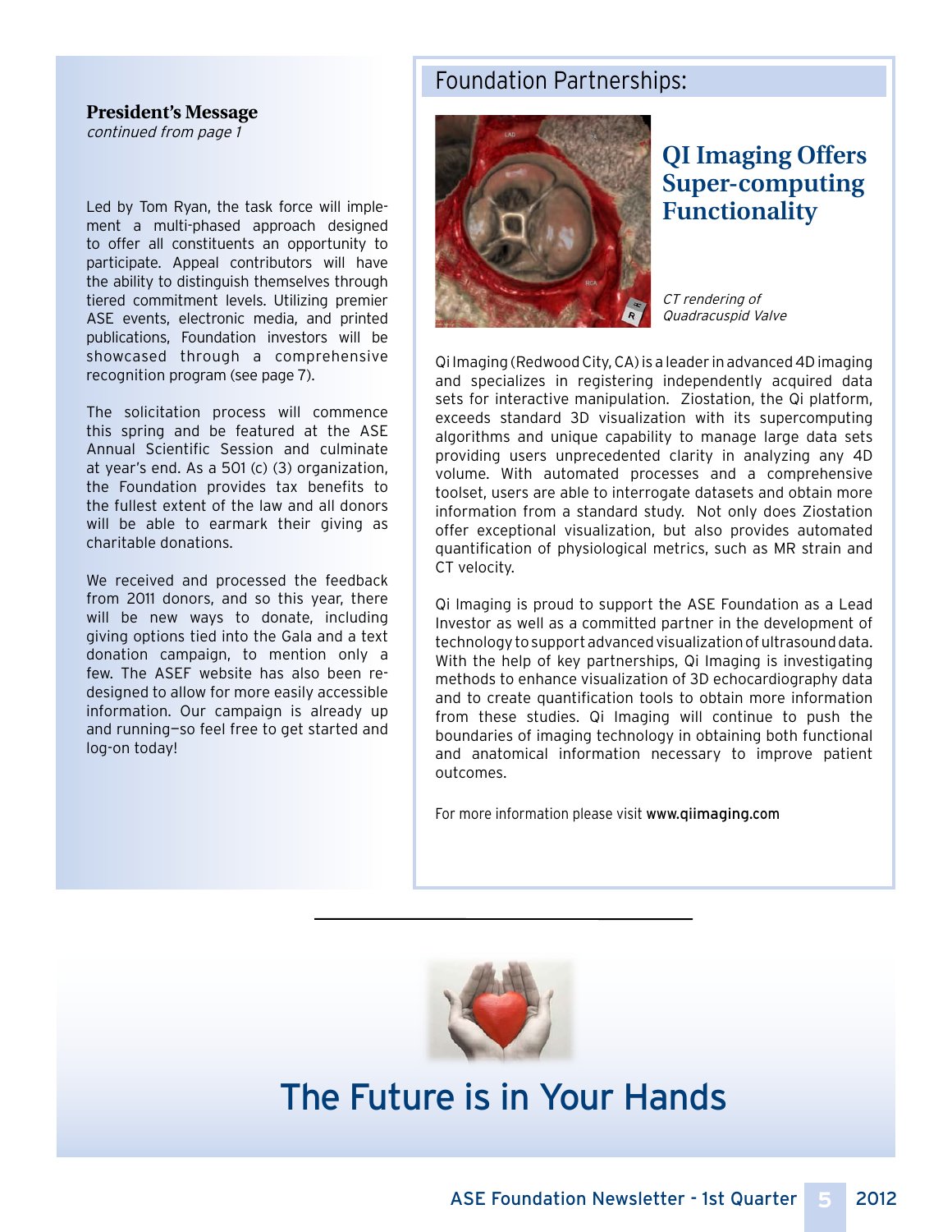## President's Message

*continued from page 1*

Led by Tom Ryan, the task force will implement a multi-phased approach designed to offer all constituents an opportunity to participate. Appeal contributors will have the ability to distinguish themselves through tiered commitment levels. Utilizing premier ASE events, electronic media, and printed publications, Foundation investors will be showcased through a comprehensive recognition program (see page 7).

The solicitation process will commence this spring and be featured at the ASE Annual Scientific Session and culminate at year's end. As a 501 (c) (3) organization, the Foundation provides tax benefits to the fullest extent of the law and all donors will be able to earmark their giving as charitable donations.

We received and processed the feedback from 2011 donors, and so this year, there will be new ways to donate, including giving options tied into the Gala and a text donation campaign, to mention only a few. The ASEF website has also been re-designed to allow for more easily accessible information. Our campaign is already up and running—so feel free to get started and log-on today!

## Foundation Partnerships:

### QI Imaging Offers Super-computing Functionality

*CT rendering of Quadracuspid Valve*

Qi Imaging (Redwood City, CA) is a leader in advanced 4D imaging and specializes in registering independently acquired data sets for interactive manipulation. Ziostation, the Qi platform, exceeds standard 3D visualization with its supercomputing algorithms and unique capability to manage large data sets providing users unprecedented clarity in analyzing any 4D volume. With automated processes and a comprehensive toolset, users are able to interrogate datasets and obtain more information from a standard study. Not only does Ziostation offer exceptional visualization, but also provides automated quantification of physiological metrics, such as MR strain and CT velocity.

Qi Imaging is proud to support the ASE Foundation as a Lead Investor as well as a committed partner in the development of technology to support advanced visualization of ultrasound data. With the help of key partnerships, Qi Imaging is investigating methods to enhance visualization of 3D echocardiography data and to create quantification tools to obtain more information from these studies. Qi Imaging will continue to push the boundaries of imaging technology in obtaining both functional and anatomical information necessary to improve patient outcomes.

For more information please visit **www.qiimaging.com**

# The Future is in Your Hands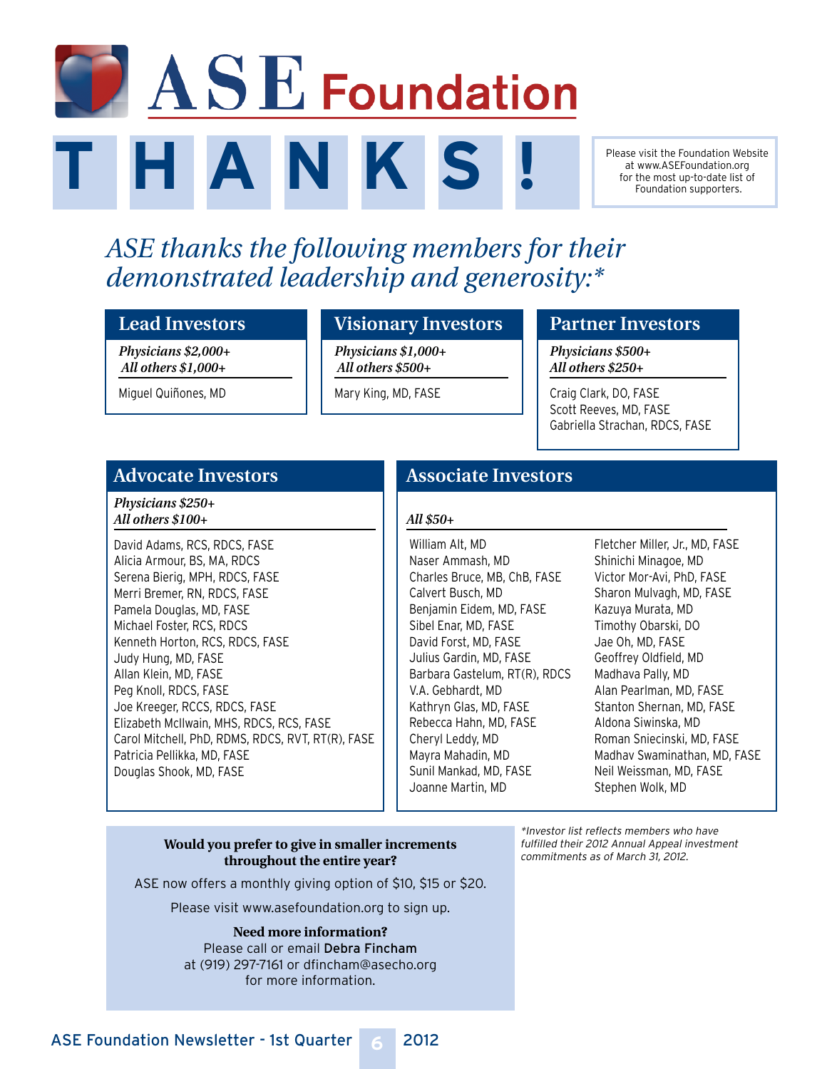# ASE Foundation

# THANKS!

Please visit the Foundation Website at www.ASEFoundation.org for the most up-to-date list of Foundation supporters.

*ASE thanks the following members for their demonstrated leadership and generosity:**

## Lead Investors

*Physicians $2,000+*
*All others $1,000+*

Miguel Quiñones, MD

## Visionary Investors

*Physicians $1,000+*
*All others $500+*

Mary King, MD, FASE

## Partner Investors

*Physicians $500+*
*All others $250+*

Craig Clark, DO, FASE
Scott Reeves, MD, FASE
Gabriella Strachan, RDCS, FASE

## Advocate Investors

*Physicians $250+*
*All others $100+*

David Adams, RCS, RDCS, FASE
Alicia Armour, BS, MA, RDCS
Serena Bierig, MPH, RDCS, FASE
Merri Bremer, RN, RDCS, FASE
Pamela Douglas, MD, FASE
Michael Foster, RCS, RDCS
Kenneth Horton, RCS, RDCS, FASE
Judy Hung, MD, FASE
Allan Klein, MD, FASE
Peg Knoll, RDCS, FASE
Joe Kreeger, RCCS, RDCS, FASE
Elizabeth McIlwain, MHS, RDCS, RCS, FASE
Carol Mitchell, PhD, RDMS, RDCS, RVT, RT(R), FASE
Patricia Pellikka, MD, FASE
Douglas Shook, MD, FASE

## Associate Investors

*All $50+*

William Alt, MD
Naser Ammash, MD
Charles Bruce, MB, ChB, FASE
Calvert Busch, MD
Benjamin Eidem, MD, FASE
Sibel Enar, MD, FASE
David Forst, MD, FASE
Julius Gardin, MD, FASE
Barbara Gastelum, RT(R), RDCS
V.A. Gebhardt, MD
Kathryn Glas, MD, FASE
Rebecca Hahn, MD, FASE
Cheryl Leddy, MD
Mayra Mahadin, MD
Sunil Mankad, MD, FASE
Joanne Martin, MD
Fletcher Miller, Jr., MD, FASE
Shinichi Minagoe, MD
Victor Mor-Avi, PhD, FASE
Sharon Mulvagh, MD, FASE
Kazuya Murata, MD
Timothy Obarski, DO
Jae Oh, MD, FASE
Geoffrey Oldfield, MD
Madhava Pally, MD
Alan Pearlman, MD, FASE
Stanton Shernan, MD, FASE
Aldona Siwinska, MD
Roman Sniecinski, MD, FASE
Madhav Swaminathan, MD, FASE
Neil Weissman, MD, FASE
Stephen Wolk, MD

**Would you prefer to give in smaller increments throughout the entire year?**

ASE now offers a monthly giving option of $10, $15 or $20.

Please visit www.asefoundation.org to sign up.

**Need more information?**
Please call or email Debra Fincham at (919) 297-7161 or dfincham@asecho.org for more information.

*\*Investor list reflects members who have fulfilled their 2012 Annual Appeal investment commitments as of March 31, 2012.*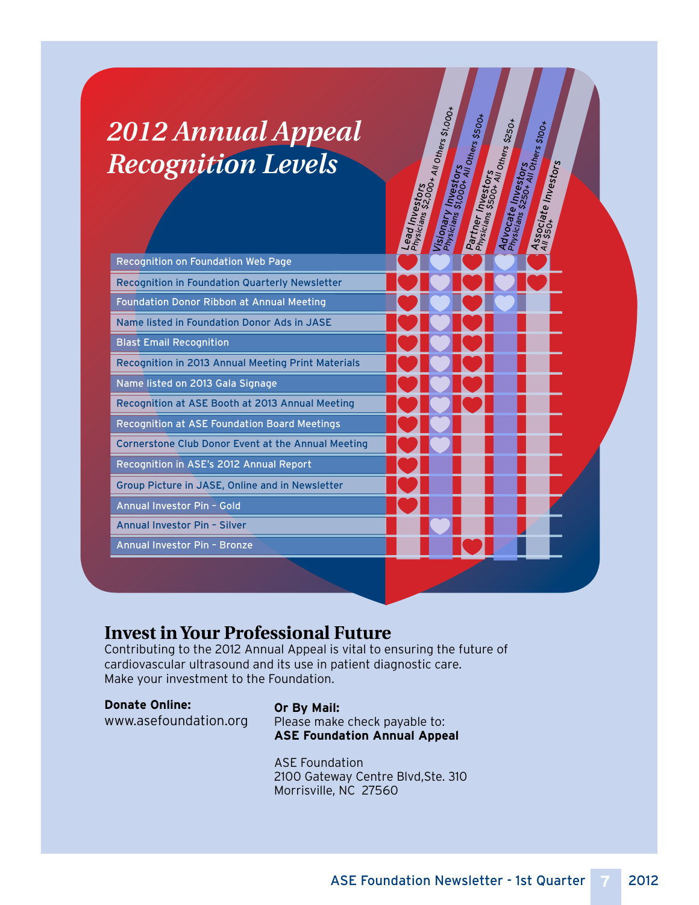# 2012 Annual Appeal Recognition Levels

| | Lead Investors Physicians $2,000+ All Others $1,000+ | Visionary Investors Physicians $1,000+ All Others $500+ | Partner Investors Physicians $500+ All Others $250+ | Advocate Investors Physicians $250+ All Others $100+ | Associate Investors All $50+ |
|---|---|---|---|---|---|
| Recognition on Foundation Web Page | ♥ | ♥ | ♥ | ♥ | ♥ |
| Recognition in Foundation Quarterly Newsletter | ♥ | ♥ | ♥ | ♥ | ♥ |
| Foundation Donor Ribbon at Annual Meeting | ♥ | ♥ | ♥ | ♥ | |
| Name listed in Foundation Donor Ads in JASE | ♥ | ♥ | ♥ | | |
| Blast Email Recognition | ♥ | ♥ | ♥ | | |
| Recognition in 2013 Annual Meeting Print Materials | ♥ | ♥ | ♥ | | |
| Name listed on 2013 Gala Signage | ♥ | ♥ | ♥ | | |
| Recognition at ASE Booth at 2013 Annual Meeting | ♥ | ♥ | ♥ | | |
| Recognition at ASE Foundation Board Meetings | ♥ | ♥ | | | |
| Cornerstone Club Donor Event at the Annual Meeting | ♥ | ♥ | | | |
| Recognition in ASE's 2012 Annual Report | ♥ | | | | |
| Group Picture in JASE, Online and in Newsletter | ♥ | | | | |
| Annual Investor Pin - Gold | ♥ | | | | |
| Annual Investor Pin - Silver | | ♥ | | | |
| Annual Investor Pin - Bronze | | | ♥ | | |

## Invest in Your Professional Future

Contributing to the 2012 Annual Appeal is vital to ensuring the future of cardiovascular ultrasound and its use in patient diagnostic care. Make your investment to the Foundation.

**Donate Online:**
www.asefoundation.org

**Or By Mail:**
Please make check payable to:
**ASE Foundation Annual Appeal**

ASE Foundation
2100 Gateway Centre Blvd,Ste. 310
Morrisville, NC 27560